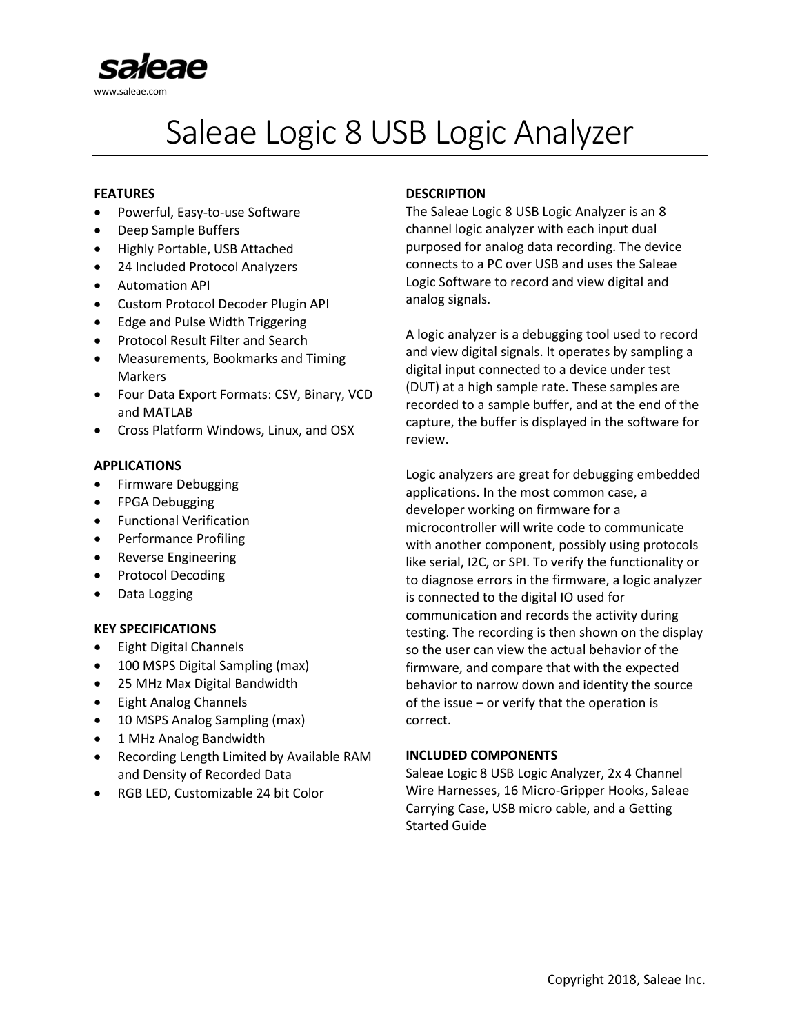saleae

www.saleae.com

# Saleae Logic 8 USB Logic Analyzer

**FEATURES**

- Powerful, Easy-to-use Software
- Deep Sample Buffers
- Highly Portable, USB Attached
- 24 Included Protocol Analyzers
- Automation API
- Custom Protocol Decoder Plugin API
- Edge and Pulse Width Triggering
- Protocol Result Filter and Search
- Measurements, Bookmarks and Timing Markers
- Four Data Export Formats: CSV, Binary, VCD and MATLAB
- Cross Platform Windows, Linux, and OSX

**APPLICATIONS**

- Firmware Debugging
- FPGA Debugging
- Functional Verification
- Performance Profiling
- Reverse Engineering
- Protocol Decoding
- Data Logging

**KEY SPECIFICATIONS**

- Eight Digital Channels
- 100 MSPS Digital Sampling (max)
- 25 MHz Max Digital Bandwidth
- Eight Analog Channels
- 10 MSPS Analog Sampling (max)
- 1 MHz Analog Bandwidth
- Recording Length Limited by Available RAM and Density of Recorded Data
- RGB LED, Customizable 24 bit Color

**DESCRIPTION**

The Saleae Logic 8 USB Logic Analyzer is an 8 channel logic analyzer with each input dual purposed for analog data recording. The device connects to a PC over USB and uses the Saleae Logic Software to record and view digital and analog signals.

A logic analyzer is a debugging tool used to record and view digital signals. It operates by sampling a digital input connected to a device under test (DUT) at a high sample rate. These samples are recorded to a sample buffer, and at the end of the capture, the buffer is displayed in the software for review.

Logic analyzers are great for debugging embedded applications. In the most common case, a developer working on firmware for a microcontroller will write code to communicate with another component, possibly using protocols like serial, I2C, or SPI. To verify the functionality or to diagnose errors in the firmware, a logic analyzer is connected to the digital IO used for communication and records the activity during testing. The recording is then shown on the display so the user can view the actual behavior of the firmware, and compare that with the expected behavior to narrow down and identity the source of the issue – or verify that the operation is correct.

**INCLUDED COMPONENTS**

Saleae Logic 8 USB Logic Analyzer, 2x 4 Channel Wire Harnesses, 16 Micro-Gripper Hooks, Saleae Carrying Case, USB micro cable, and a Getting Started Guide

Copyright 2018, Saleae Inc.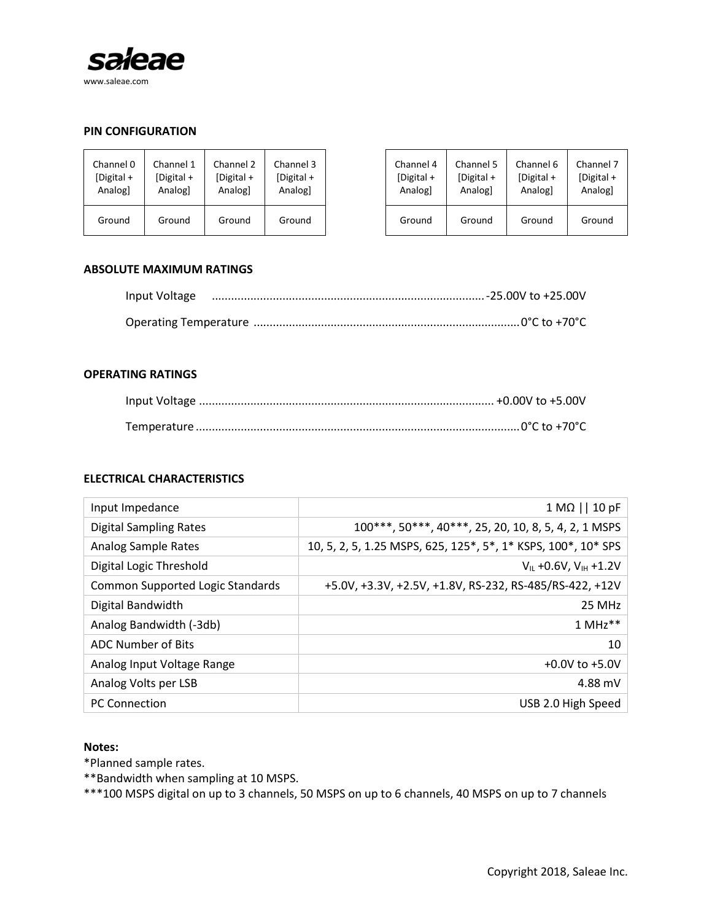saleae

www.saleae.com

## PIN CONFIGURATION

| Channel 0 [Digital + Analog] | Channel 1 [Digital + Analog] | Channel 2 [Digital + Analog] | Channel 3 [Digital + Analog] |
|---|---|---|---|
| Ground | Ground | Ground | Ground |

| Channel 4 [Digital + Analog] | Channel 5 [Digital + Analog] | Channel 6 [Digital + Analog] | Channel 7 [Digital + Analog] |
|---|---|---|---|
| Ground | Ground | Ground | Ground |

## ABSOLUTE MAXIMUM RATINGS

Input Voltage .................................................. -25.00V to +25.00V

Operating Temperature .................................................. 0°C to +70°C

## OPERATING RATINGS

Input Voltage .................................................. +0.00V to +5.00V

Temperature .................................................. 0°C to +70°C

## ELECTRICAL CHARACTERISTICS

| | |
|---|---|
| Input Impedance | 1 MΩ \|\| 10 pF |
| Digital Sampling Rates | 100***, 50***, 40***, 25, 20, 10, 8, 5, 4, 2, 1 MSPS |
| Analog Sample Rates | 10, 5, 2, 5, 1.25 MSPS, 625, 125*, 5*, 1* KSPS, 100*, 10* SPS |
| Digital Logic Threshold | $V_{IL}$ +0.6V, $V_{IH}$ +1.2V |
| Common Supported Logic Standards | +5.0V, +3.3V, +2.5V, +1.8V, RS-232, RS-485/RS-422, +12V |
| Digital Bandwidth | 25 MHz |
| Analog Bandwidth (-3db) | 1 MHz** |
| ADC Number of Bits | 10 |
| Analog Input Voltage Range | +0.0V to +5.0V |
| Analog Volts per LSB | 4.88 mV |
| PC Connection | USB 2.0 High Speed |

**Notes:**

*Planned sample rates.

**Bandwidth when sampling at 10 MSPS.

***100 MSPS digital on up to 3 channels, 50 MSPS on up to 6 channels, 40 MSPS on up to 7 channels

Copyright 2018, Saleae Inc.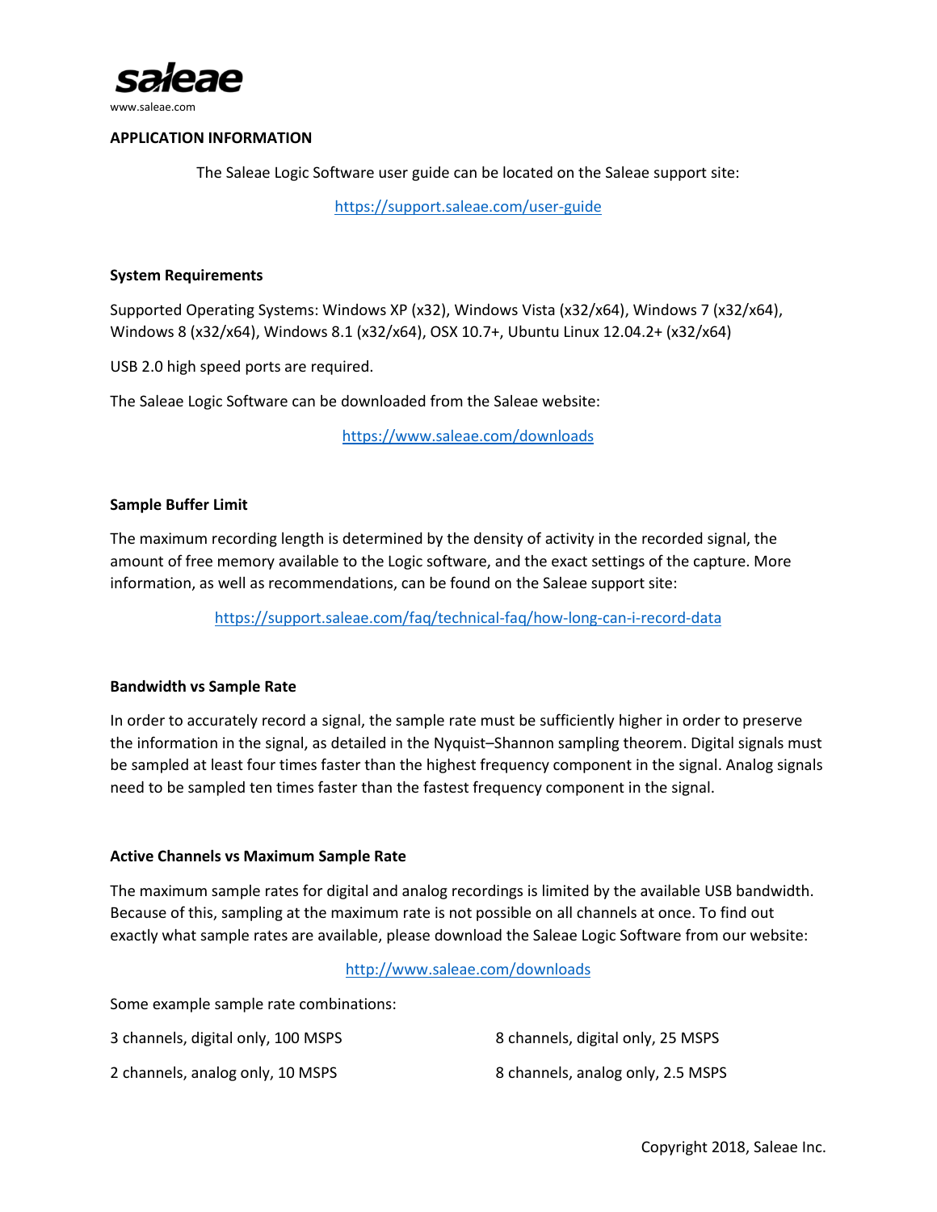saleae

www.saleae.com

## APPLICATION INFORMATION

The Saleae Logic Software user guide can be located on the Saleae support site:

https://support.saleae.com/user-guide

### System Requirements

Supported Operating Systems: Windows XP (x32), Windows Vista (x32/x64), Windows 7 (x32/x64), Windows 8 (x32/x64), Windows 8.1 (x32/x64), OSX 10.7+, Ubuntu Linux 12.04.2+ (x32/x64)

USB 2.0 high speed ports are required.

The Saleae Logic Software can be downloaded from the Saleae website:

https://www.saleae.com/downloads

### Sample Buffer Limit

The maximum recording length is determined by the density of activity in the recorded signal, the amount of free memory available to the Logic software, and the exact settings of the capture. More information, as well as recommendations, can be found on the Saleae support site:

https://support.saleae.com/faq/technical-faq/how-long-can-i-record-data

### Bandwidth vs Sample Rate

In order to accurately record a signal, the sample rate must be sufficiently higher in order to preserve the information in the signal, as detailed in the Nyquist–Shannon sampling theorem. Digital signals must be sampled at least four times faster than the highest frequency component in the signal. Analog signals need to be sampled ten times faster than the fastest frequency component in the signal.

### Active Channels vs Maximum Sample Rate

The maximum sample rates for digital and analog recordings is limited by the available USB bandwidth. Because of this, sampling at the maximum rate is not possible on all channels at once. To find out exactly what sample rates are available, please download the Saleae Logic Software from our website:

http://www.saleae.com/downloads

Some example sample rate combinations:

3 channels, digital only, 100 MSPS

8 channels, digital only, 25 MSPS

2 channels, analog only, 10 MSPS

8 channels, analog only, 2.5 MSPS

Copyright 2018, Saleae Inc.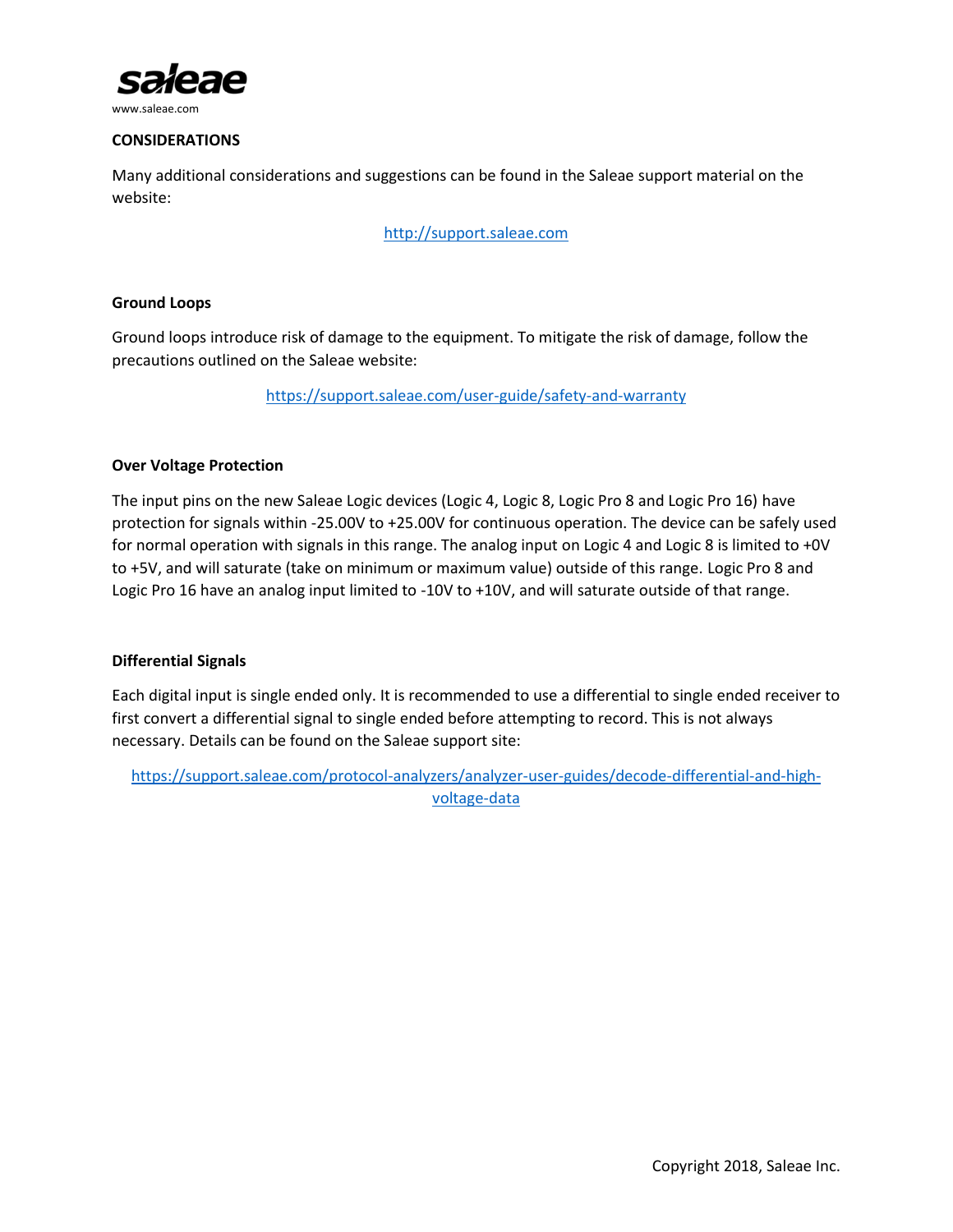## CONSIDERATIONS

Many additional considerations and suggestions can be found in the Saleae support material on the website:

http://support.saleae.com

### Ground Loops

Ground loops introduce risk of damage to the equipment. To mitigate the risk of damage, follow the precautions outlined on the Saleae website:

https://support.saleae.com/user-guide/safety-and-warranty

### Over Voltage Protection

The input pins on the new Saleae Logic devices (Logic 4, Logic 8, Logic Pro 8 and Logic Pro 16) have protection for signals within -25.00V to +25.00V for continuous operation. The device can be safely used for normal operation with signals in this range. The analog input on Logic 4 and Logic 8 is limited to +0V to +5V, and will saturate (take on minimum or maximum value) outside of this range. Logic Pro 8 and Logic Pro 16 have an analog input limited to -10V to +10V, and will saturate outside of that range.

### Differential Signals

Each digital input is single ended only. It is recommended to use a differential to single ended receiver to first convert a differential signal to single ended before attempting to record. This is not always necessary. Details can be found on the Saleae support site:

https://support.saleae.com/protocol-analyzers/analyzer-user-guides/decode-differential-and-high-voltage-data

Copyright 2018, Saleae Inc.